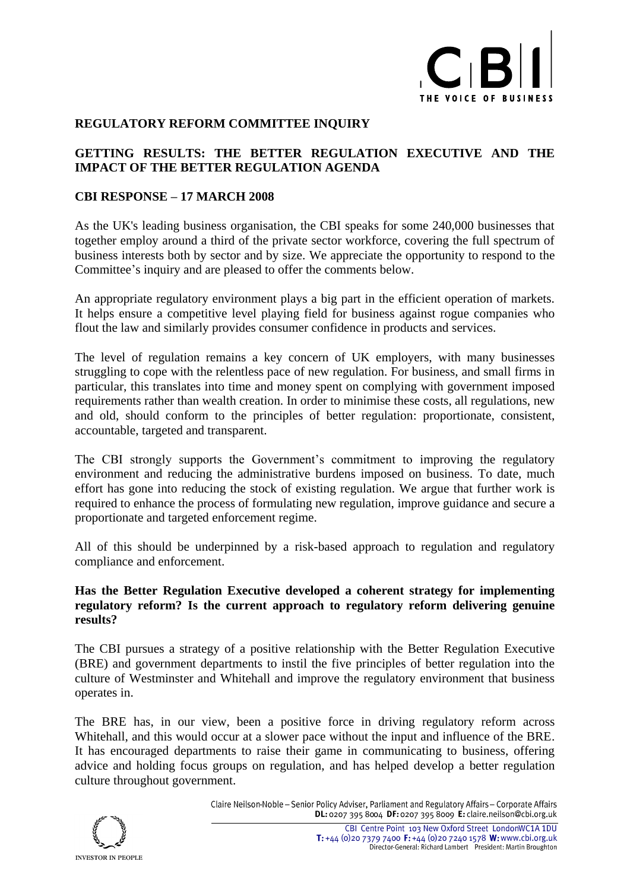## REGULATORY REFORM COMMITTEE INQUIRY

## GETTING RESULTS: THE BETTER REGULATION EXECUTIVE AND THE IMPACT OF THE BETTER REGULATION AGENDA

## CBI RESPONSE – 17 MARCH 2008

As the UK's leading business organisation, the CBI speaks for some 240,000 businesses that together employ around a third of the private sector workforce, covering the full spectrum of business interests both by sector and by size. We appreciate the opportunity to respond to the Committee's inquiry and are pleased to offer the comments below.

An appropriate regulatory environment plays a big part in the efficient operation of markets. It helps ensure a competitive level playing field for business against rogue companies who flout the law and similarly provides consumer confidence in products and services.

The level of regulation remains a key concern of UK employers, with many businesses struggling to cope with the relentless pace of new regulation. For business, and small firms in particular, this translates into time and money spent on complying with government imposed requirements rather than wealth creation. In order to minimise these costs, all regulations, new and old, should conform to the principles of better regulation: proportionate, consistent, accountable, targeted and transparent.

The CBI strongly supports the Government's commitment to improving the regulatory environment and reducing the administrative burdens imposed on business. To date, much effort has gone into reducing the stock of existing regulation. We argue that further work is required to enhance the process of formulating new regulation, improve guidance and secure a proportionate and targeted enforcement regime.

All of this should be underpinned by a risk-based approach to regulation and regulatory compliance and enforcement.

### Has the Better Regulation Executive developed a coherent strategy for implementing regulatory reform? Is the current approach to regulatory reform delivering genuine results?

The CBI pursues a strategy of a positive relationship with the Better Regulation Executive (BRE) and government departments to instil the five principles of better regulation into the culture of Westminster and Whitehall and improve the regulatory environment that business operates in.

The BRE has, in our view, been a positive force in driving regulatory reform across Whitehall, and this would occur at a slower pace without the input and influence of the BRE. It has encouraged departments to raise their game in communicating to business, offering advice and holding focus groups on regulation, and has helped develop a better regulation culture throughout government.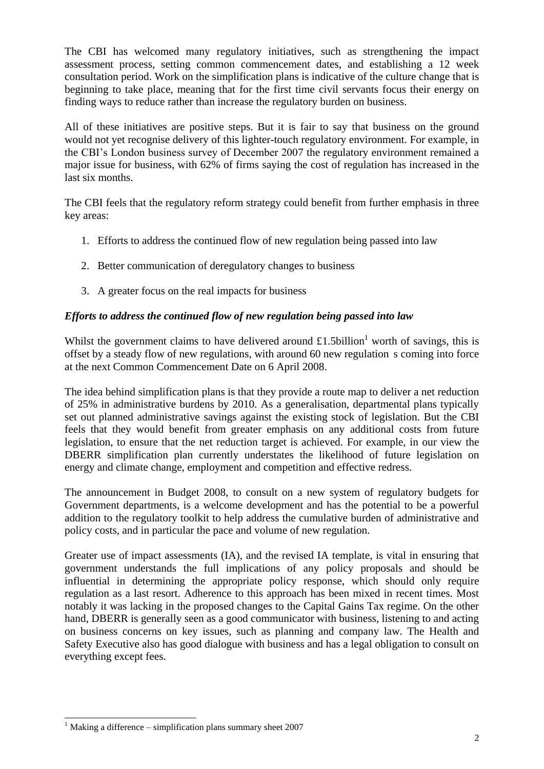The CBI has welcomed many regulatory initiatives, such as strengthening the impact assessment process, setting common commencement dates, and establishing a 12 week consultation period. Work on the simplification plans is indicative of the culture change that is beginning to take place, meaning that for the first time civil servants focus their energy on finding ways to reduce rather than increase the regulatory burden on business.

All of these initiatives are positive steps. But it is fair to say that business on the ground would not yet recognise delivery of this lighter-touch regulatory environment. For example, in the CBI's London business survey of December 2007 the regulatory environment remained a major issue for business, with 62% of firms saying the cost of regulation has increased in the last six months.

The CBI feels that the regulatory reform strategy could benefit from further emphasis in three key areas:

1. Efforts to address the continued flow of new regulation being passed into law
2. Better communication of deregulatory changes to business
3. A greater focus on the real impacts for business

***Efforts to address the continued flow of new regulation being passed into law***

Whilst the government claims to have delivered around £1.5billion[1] worth of savings, this is offset by a steady flow of new regulations, with around 60 new regulation s coming into force at the next Common Commencement Date on 6 April 2008.

The idea behind simplification plans is that they provide a route map to deliver a net reduction of 25% in administrative burdens by 2010. As a generalisation, departmental plans typically set out planned administrative savings against the existing stock of legislation. But the CBI feels that they would benefit from greater emphasis on any additional costs from future legislation, to ensure that the net reduction target is achieved. For example, in our view the DBERR simplification plan currently understates the likelihood of future legislation on energy and climate change, employment and competition and effective redress.

The announcement in Budget 2008, to consult on a new system of regulatory budgets for Government departments, is a welcome development and has the potential to be a powerful addition to the regulatory toolkit to help address the cumulative burden of administrative and policy costs, and in particular the pace and volume of new regulation.

Greater use of impact assessments (IA), and the revised IA template, is vital in ensuring that government understands the full implications of any policy proposals and should be influential in determining the appropriate policy response, which should only require regulation as a last resort. Adherence to this approach has been mixed in recent times. Most notably it was lacking in the proposed changes to the Capital Gains Tax regime. On the other hand, DBERR is generally seen as a good communicator with business, listening to and acting on business concerns on key issues, such as planning and company law. The Health and Safety Executive also has good dialogue with business and has a legal obligation to consult on everything except fees.

---

[1] Making a difference – simplification plans summary sheet 2007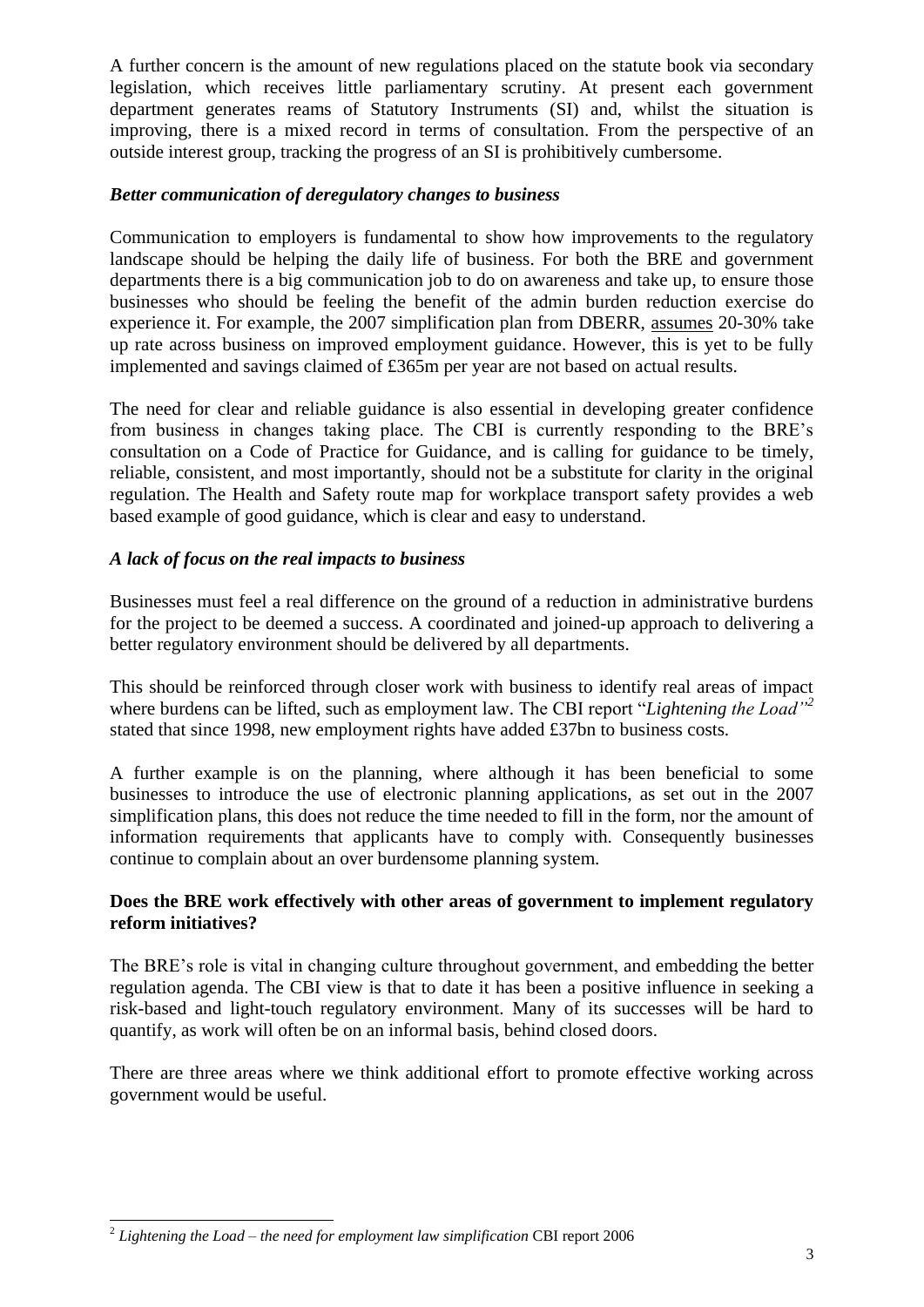A further concern is the amount of new regulations placed on the statute book via secondary legislation, which receives little parliamentary scrutiny. At present each government department generates reams of Statutory Instruments (SI) and, whilst the situation is improving, there is a mixed record in terms of consultation. From the perspective of an outside interest group, tracking the progress of an SI is prohibitively cumbersome.

***Better communication of deregulatory changes to business***

Communication to employers is fundamental to show how improvements to the regulatory landscape should be helping the daily life of business. For both the BRE and government departments there is a big communication job to do on awareness and take up, to ensure those businesses who should be feeling the benefit of the admin burden reduction exercise do experience it. For example, the 2007 simplification plan from DBERR, assumes 20-30% take up rate across business on improved employment guidance. However, this is yet to be fully implemented and savings claimed of £365m per year are not based on actual results.

The need for clear and reliable guidance is also essential in developing greater confidence from business in changes taking place. The CBI is currently responding to the BRE's consultation on a Code of Practice for Guidance, and is calling for guidance to be timely, reliable, consistent, and most importantly, should not be a substitute for clarity in the original regulation. The Health and Safety route map for workplace transport safety provides a web based example of good guidance, which is clear and easy to understand.

***A lack of focus on the real impacts to business***

Businesses must feel a real difference on the ground of a reduction in administrative burdens for the project to be deemed a success. A coordinated and joined-up approach to delivering a better regulatory environment should be delivered by all departments.

This should be reinforced through closer work with business to identify real areas of impact where burdens can be lifted, such as employment law. The CBI report "*Lightening the Load*"[2] stated that since 1998, new employment rights have added £37bn to business costs.

A further example is on the planning, where although it has been beneficial to some businesses to introduce the use of electronic planning applications, as set out in the 2007 simplification plans, this does not reduce the time needed to fill in the form, nor the amount of information requirements that applicants have to comply with. Consequently businesses continue to complain about an over burdensome planning system.

**Does the BRE work effectively with other areas of government to implement regulatory reform initiatives?**

The BRE's role is vital in changing culture throughout government, and embedding the better regulation agenda. The CBI view is that to date it has been a positive influence in seeking a risk-based and light-touch regulatory environment. Many of its successes will be hard to quantify, as work will often be on an informal basis, behind closed doors.

There are three areas where we think additional effort to promote effective working across government would be useful.

---

[2] *Lightening the Load – the need for employment law simplification* CBI report 2006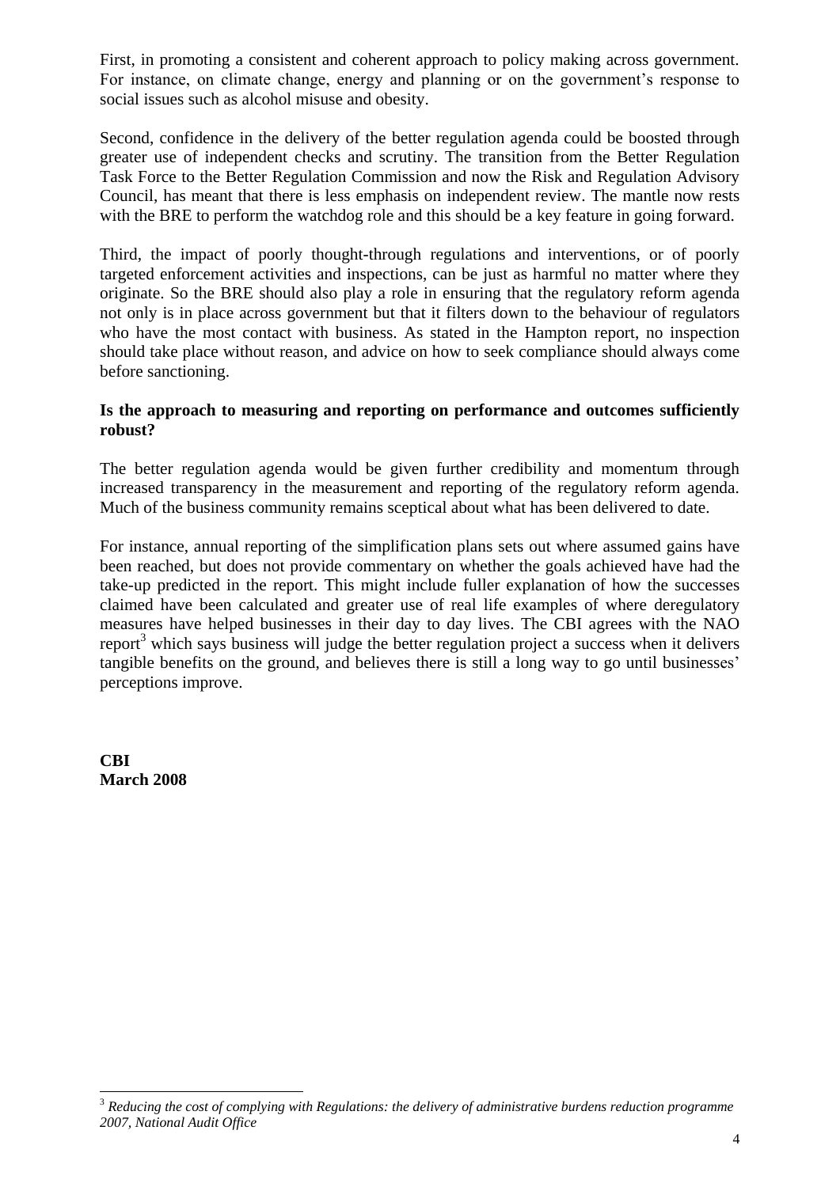First, in promoting a consistent and coherent approach to policy making across government. For instance, on climate change, energy and planning or on the government's response to social issues such as alcohol misuse and obesity.

Second, confidence in the delivery of the better regulation agenda could be boosted through greater use of independent checks and scrutiny. The transition from the Better Regulation Task Force to the Better Regulation Commission and now the Risk and Regulation Advisory Council, has meant that there is less emphasis on independent review. The mantle now rests with the BRE to perform the watchdog role and this should be a key feature in going forward.

Third, the impact of poorly thought-through regulations and interventions, or of poorly targeted enforcement activities and inspections, can be just as harmful no matter where they originate. So the BRE should also play a role in ensuring that the regulatory reform agenda not only is in place across government but that it filters down to the behaviour of regulators who have the most contact with business. As stated in the Hampton report, no inspection should take place without reason, and advice on how to seek compliance should always come before sanctioning.

**Is the approach to measuring and reporting on performance and outcomes sufficiently robust?**

The better regulation agenda would be given further credibility and momentum through increased transparency in the measurement and reporting of the regulatory reform agenda. Much of the business community remains sceptical about what has been delivered to date.

For instance, annual reporting of the simplification plans sets out where assumed gains have been reached, but does not provide commentary on whether the goals achieved have had the take-up predicted in the report. This might include fuller explanation of how the successes claimed have been calculated and greater use of real life examples of where deregulatory measures have helped businesses in their day to day lives. The CBI agrees with the NAO report[3] which says business will judge the better regulation project a success when it delivers tangible benefits on the ground, and believes there is still a long way to go until businesses' perceptions improve.

**CBI**
**March 2008**

[3] *Reducing the cost of complying with Regulations: the delivery of administrative burdens reduction programme 2007, National Audit Office*